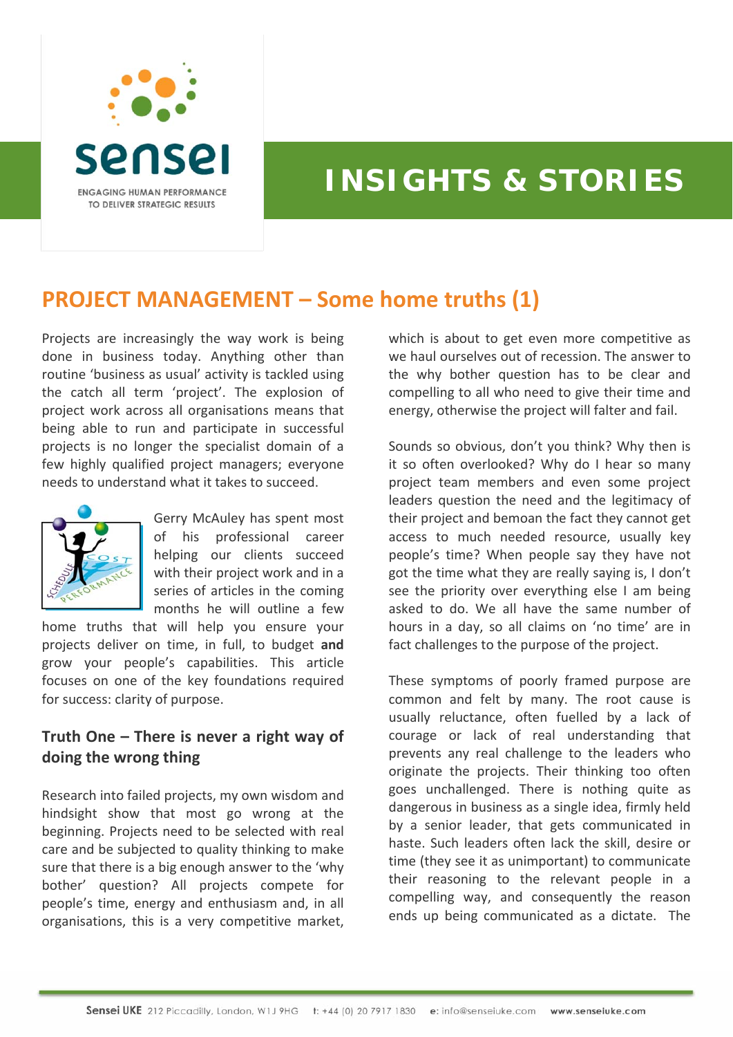# INSIGHTS & STORIES

## PROJECT MANAGEMENT – Some home truths (1)

Projects are increasingly the way work is being done in business today. Anything other than routine 'business as usual' activity is tackled using the catch all term 'project'. The explosion of project work across all organisations means that being able to run and participate in successful projects is no longer the specialist domain of a few highly qualified project managers; everyone needs to understand what it takes to succeed.

Gerry McAuley has spent most of his professional career helping our clients succeed with their project work and in a series of articles in the coming months he will outline a few home truths that will help you ensure your projects deliver on time, in full, to budget **and** grow your people's capabilities. This article focuses on one of the key foundations required for success: clarity of purpose.

### Truth One – There is never a right way of doing the wrong thing

Research into failed projects, my own wisdom and hindsight show that most go wrong at the beginning. Projects need to be selected with real care and be subjected to quality thinking to make sure that there is a big enough answer to the 'why bother' question? All projects compete for people's time, energy and enthusiasm and, in all organisations, this is a very competitive market, which is about to get even more competitive as we haul ourselves out of recession. The answer to the why bother question has to be clear and compelling to all who need to give their time and energy, otherwise the project will falter and fail.

Sounds so obvious, don't you think? Why then is it so often overlooked? Why do I hear so many project team members and even some project leaders question the need and the legitimacy of their project and bemoan the fact they cannot get access to much needed resource, usually key people's time? When people say they have not got the time what they are really saying is, I don't see the priority over everything else I am being asked to do. We all have the same number of hours in a day, so all claims on 'no time' are in fact challenges to the purpose of the project.

These symptoms of poorly framed purpose are common and felt by many. The root cause is usually reluctance, often fuelled by a lack of courage or lack of real understanding that prevents any real challenge to the leaders who originate the projects. Their thinking too often goes unchallenged. There is nothing quite as dangerous in business as a single idea, firmly held by a senior leader, that gets communicated in haste. Such leaders often lack the skill, desire or time (they see it as unimportant) to communicate their reasoning to the relevant people in a compelling way, and consequently the reason ends up being communicated as a dictate. The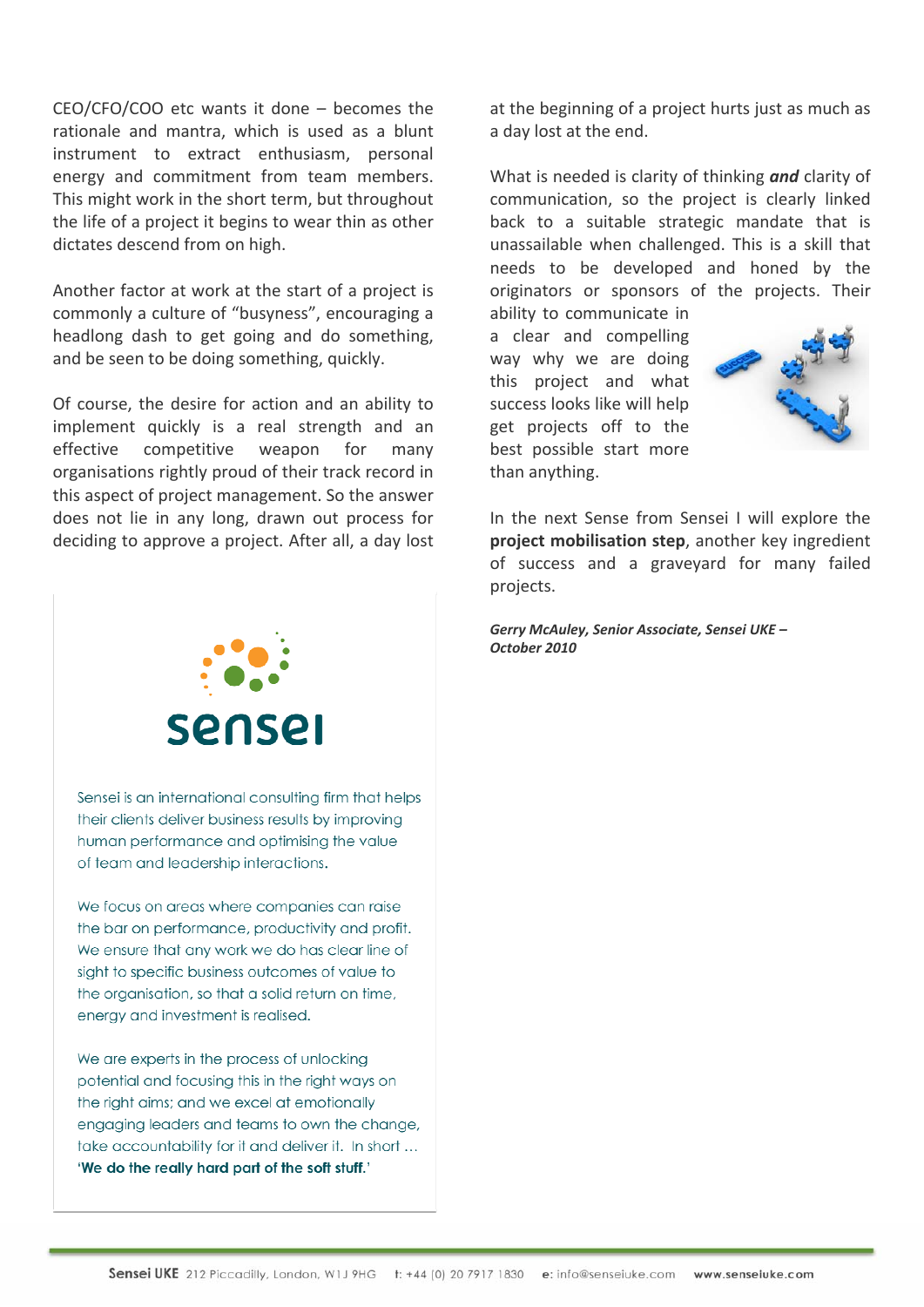CEO/CFO/COO etc wants it done – becomes the rationale and mantra, which is used as a blunt instrument to extract enthusiasm, personal energy and commitment from team members. This might work in the short term, but throughout the life of a project it begins to wear thin as other dictates descend from on high.

Another factor at work at the start of a project is commonly a culture of "busyness", encouraging a headlong dash to get going and do something, and be seen to be doing something, quickly.

Of course, the desire for action and an ability to implement quickly is a real strength and an effective competitive weapon for many organisations rightly proud of their track record in this aspect of project management. So the answer does not lie in any long, drawn out process for deciding to approve a project. After all, a day lost at the beginning of a project hurts just as much as a day lost at the end.

What is needed is clarity of thinking ***and*** clarity of communication, so the project is clearly linked back to a suitable strategic mandate that is unassailable when challenged. This is a skill that needs to be developed and honed by the originators or sponsors of the projects. Their ability to communicate in a clear and compelling way why we are doing this project and what success looks like will help get projects off to the best possible start more than anything.

In the next Sense from Sensei I will explore the **project mobilisation step**, another key ingredient of success and a graveyard for many failed projects.

***Gerry McAuley, Senior Associate, Sensei UKE – October 2010***

**sensei**

Sensei is an international consulting firm that helps their clients deliver business results by improving human performance and optimising the value of team and leadership interactions.

We focus on areas where companies can raise the bar on performance, productivity and profit. We ensure that any work we do has clear line of sight to specific business outcomes of value to the organisation, so that a solid return on time, energy and investment is realised.

We are experts in the process of unlocking potential and focusing this in the right ways on the right aims; and we excel at emotionally engaging leaders and teams to own the change, take accountability for it and deliver it. In short … **'We do the really hard part of the soft stuff.'**

**Sensei UKE** 212 Piccadilly, London, W1J 9HG  **t:** +44 (0) 20 7917 1830  **e:** info@senseiuke.com  **www.senseiuke.com**